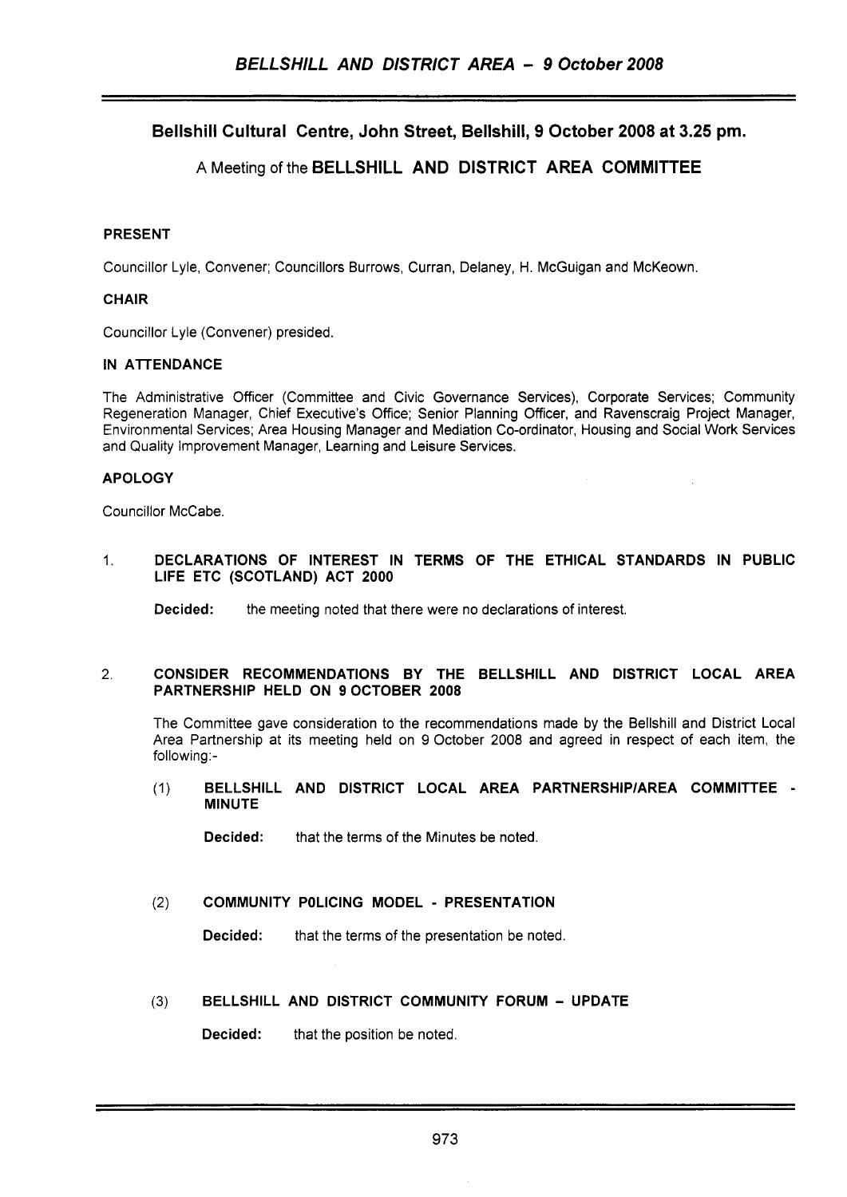## Bellshill Cultural Centre, John Street, Bellshill, 9 October 2008 at 3.25 pm.

### A Meeting of the BELLSHILL AND DISTRICT AREA COMMITTEE

**PRESENT**

Councillor Lyle, Convener; Councillors Burrows, Curran, Delaney, H. McGuigan and McKeown.

**CHAIR**

Councillor Lyle (Convener) presided.

**IN ATTENDANCE**

The Administrative Officer (Committee and Civic Governance Services), Corporate Services; Community Regeneration Manager, Chief Executive's Office; Senior Planning Officer, and Ravenscraig Project Manager, Environmental Services; Area Housing Manager and Mediation Co-ordinator, Housing and Social Work Services and Quality Improvement Manager, Learning and Leisure Services.

**APOLOGY**

Councillor McCabe.

1. **DECLARATIONS OF INTEREST IN TERMS OF THE ETHICAL STANDARDS IN PUBLIC LIFE ETC (SCOTLAND) ACT 2000**

   **Decided:** the meeting noted that there were no declarations of interest.

2. **CONSIDER RECOMMENDATIONS BY THE BELLSHILL AND DISTRICT LOCAL AREA PARTNERSHIP HELD ON 9 OCTOBER 2008**

   The Committee gave consideration to the recommendations made by the Bellshill and District Local Area Partnership at its meeting held on 9 October 2008 and agreed in respect of each item, the following:-

   (1) **BELLSHILL AND DISTRICT LOCAL AREA PARTNERSHIP/AREA COMMITTEE - MINUTE**

   **Decided:** that the terms of the Minutes be noted.

   (2) **COMMUNITY POLICING MODEL - PRESENTATION**

   **Decided:** that the terms of the presentation be noted.

   (3) **BELLSHILL AND DISTRICT COMMUNITY FORUM – UPDATE**

   **Decided:** that the position be noted.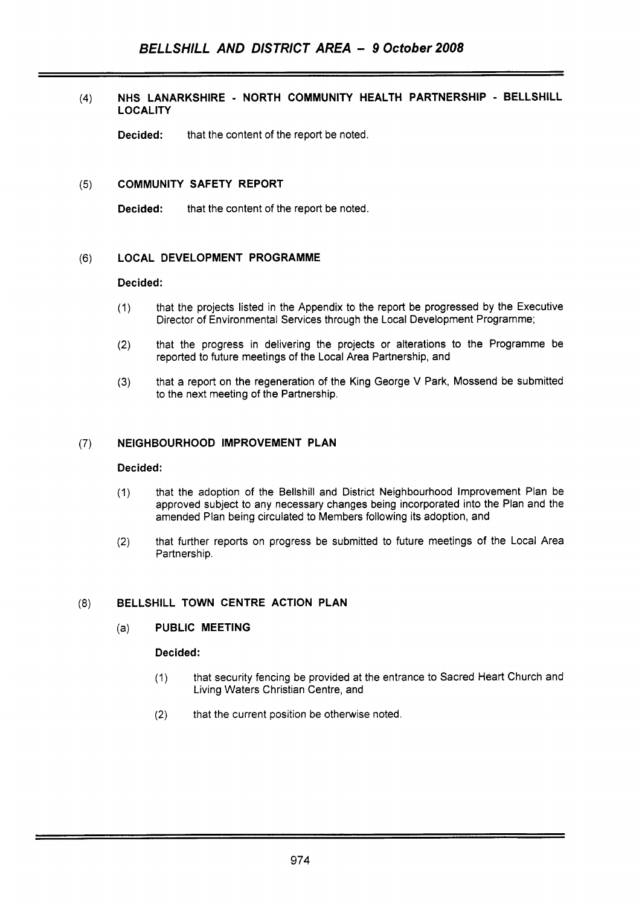(4) **NHS LANARKSHIRE - NORTH COMMUNITY HEALTH PARTNERSHIP - BELLSHILL LOCALITY**

**Decided:** that the content of the report be noted.

(5) **COMMUNITY SAFETY REPORT**

**Decided:** that the content of the report be noted.

(6) **LOCAL DEVELOPMENT PROGRAMME**

**Decided:**

(1) that the projects listed in the Appendix to the report be progressed by the Executive Director of Environmental Services through the Local Development Programme;

(2) that the progress in delivering the projects or alterations to the Programme be reported to future meetings of the Local Area Partnership, and

(3) that a report on the regeneration of the King George V Park, Mossend be submitted to the next meeting of the Partnership.

(7) **NEIGHBOURHOOD IMPROVEMENT PLAN**

**Decided:**

(1) that the adoption of the Bellshill and District Neighbourhood Improvement Plan be approved subject to any necessary changes being incorporated into the Plan and the amended Plan being circulated to Members following its adoption, and

(2) that further reports on progress be submitted to future meetings of the Local Area Partnership.

(8) **BELLSHILL TOWN CENTRE ACTION PLAN**

(a) **PUBLIC MEETING**

**Decided:**

(1) that security fencing be provided at the entrance to Sacred Heart Church and Living Waters Christian Centre, and

(2) that the current position be otherwise noted.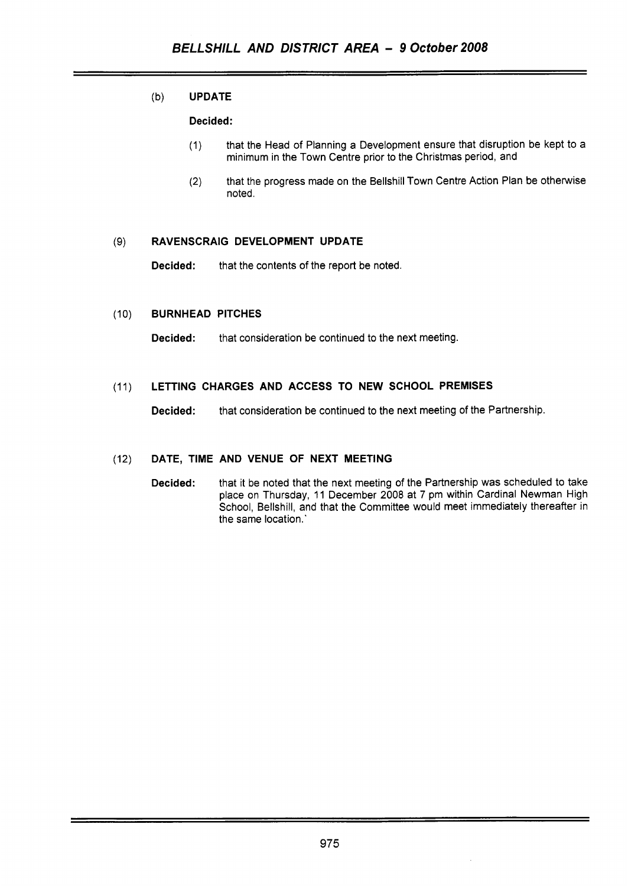(b) **UPDATE**

**Decided:**

(1) that the Head of Planning a Development ensure that disruption be kept to a minimum in the Town Centre prior to the Christmas period, and

(2) that the progress made on the Bellshill Town Centre Action Plan be otherwise noted.

(9) **RAVENSCRAIG DEVELOPMENT UPDATE**

**Decided:** that the contents of the report be noted.

(10) **BURNHEAD PITCHES**

**Decided:** that consideration be continued to the next meeting.

(11) **LETTING CHARGES AND ACCESS TO NEW SCHOOL PREMISES**

**Decided:** that consideration be continued to the next meeting of the Partnership.

(12) **DATE, TIME AND VENUE OF NEXT MEETING**

**Decided:** that it be noted that the next meeting of the Partnership was scheduled to take place on Thursday, 11 December 2008 at 7 pm within Cardinal Newman High School, Bellshill, and that the Committee would meet immediately thereafter in the same location.